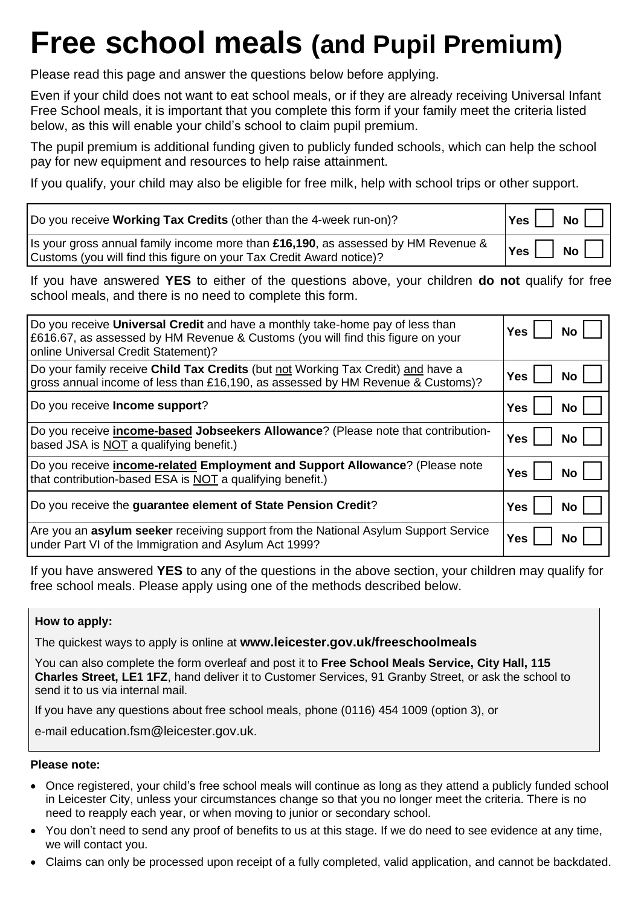# Free school meals (and Pupil Premium)

Please read this page and answer the questions below before applying.

Even if your child does not want to eat school meals, or if they are already receiving Universal Infant Free School meals, it is important that you complete this form if your family meet the criteria listed below, as this will enable your child's school to claim pupil premium.

The pupil premium is additional funding given to publicly funded schools, which can help the school pay for new equipment and resources to help raise attainment.

If you qualify, your child may also be eligible for free milk, help with school trips or other support.

| Question | Answer |
|---|---|
| Do you receive **Working Tax Credits** (other than the 4-week run-on)? | **Yes** ☐ **No** ☐ |
| Is your gross annual family income more than **£16,190**, as assessed by HM Revenue & Customs (you will find this figure on your Tax Credit Award notice)? | **Yes** ☐ **No** ☐ |

If you have answered **YES** to either of the questions above, your children **do not** qualify for free school meals, and there is no need to complete this form.

| Question | Answer |
|---|---|
| Do you receive **Universal Credit** and have a monthly take-home pay of less than £616.67, as assessed by HM Revenue & Customs (you will find this figure on your online Universal Credit Statement)? | **Yes** ☐ **No** ☐ |
| Do your family receive **Child Tax Credits** (but not Working Tax Credit) and have a gross annual income of less than £16,190, as assessed by HM Revenue & Customs)? | **Yes** ☐ **No** ☐ |
| Do you receive **Income support**? | **Yes** ☐ **No** ☐ |
| Do you receive **income-based Jobseekers Allowance**? (Please note that contribution-based JSA is NOT a qualifying benefit.) | **Yes** ☐ **No** ☐ |
| Do you receive **income-related Employment and Support Allowance**? (Please note that contribution-based ESA is NOT a qualifying benefit.) | **Yes** ☐ **No** ☐ |
| Do you receive the **guarantee element of State Pension Credit**? | **Yes** ☐ **No** ☐ |
| Are you an **asylum seeker** receiving support from the National Asylum Support Service under Part VI of the Immigration and Asylum Act 1999? | **Yes** ☐ **No** ☐ |

If you have answered **YES** to any of the questions in the above section, your children may qualify for free school meals. Please apply using one of the methods described below.

**How to apply:**

The quickest ways to apply is online at **www.leicester.gov.uk/freeschoolmeals**

You can also complete the form overleaf and post it to **Free School Meals Service, City Hall, 115 Charles Street, LE1 1FZ**, hand deliver it to Customer Services, 91 Granby Street, or ask the school to send it to us via internal mail.

If you have any questions about free school meals, phone (0116) 454 1009 (option 3), or

e-mail education.fsm@leicester.gov.uk.

**Please note:**

- Once registered, your child's free school meals will continue as long as they attend a publicly funded school in Leicester City, unless your circumstances change so that you no longer meet the criteria. There is no need to reapply each year, or when moving to junior or secondary school.
- You don't need to send any proof of benefits to us at this stage. If we do need to see evidence at any time, we will contact you.
- Claims can only be processed upon receipt of a fully completed, valid application, and cannot be backdated.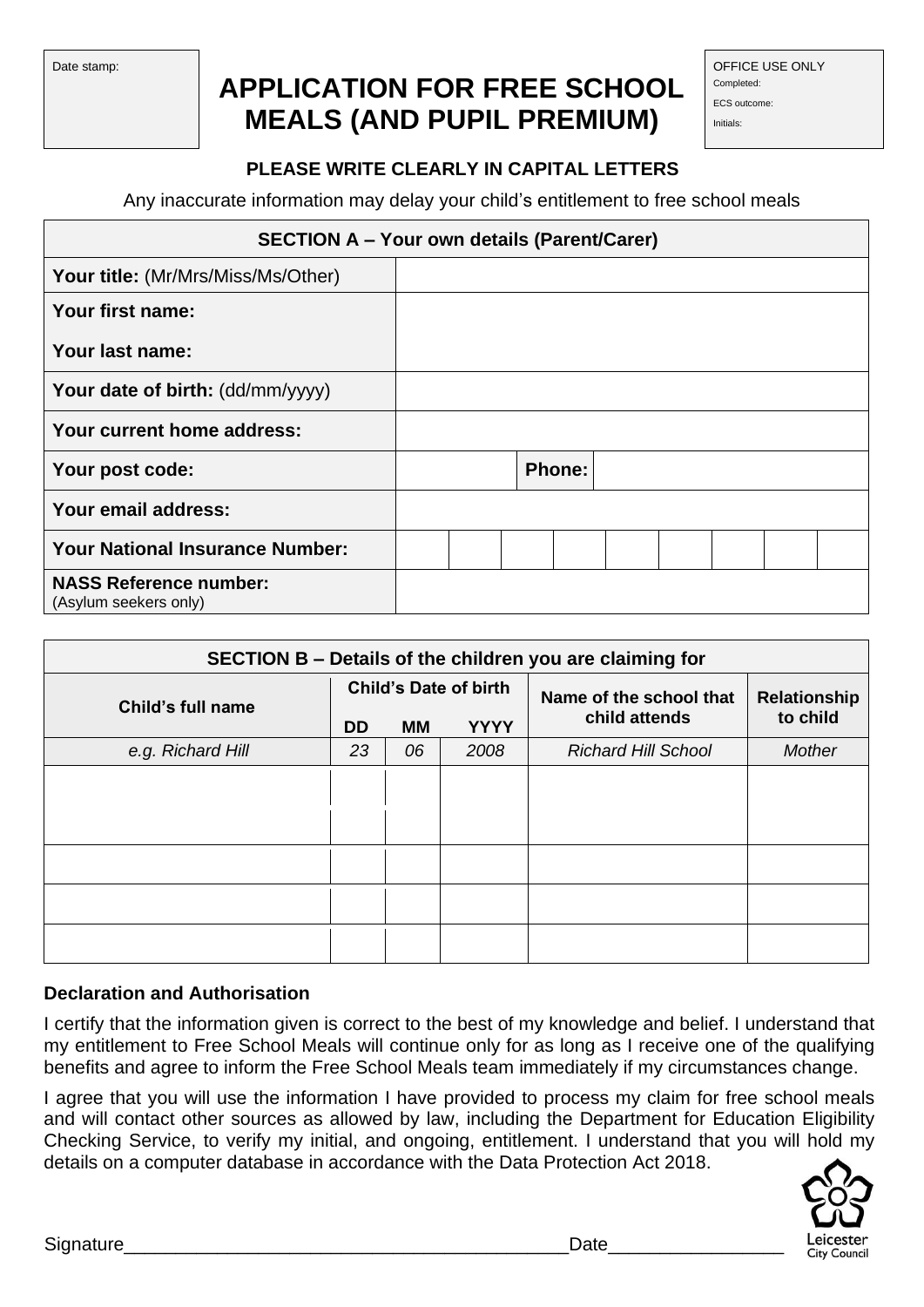Date stamp:

# APPLICATION FOR FREE SCHOOL MEALS (AND PUPIL PREMIUM)

OFFICE USE ONLY
Completed:
ECS outcome:
Initials:

**PLEASE WRITE CLEARLY IN CAPITAL LETTERS**

Any inaccurate information may delay your child's entitlement to free school meals

| SECTION A – Your own details (Parent/Carer) | | | | | | | | | |
|---|---|---|---|---|---|---|---|---|---|
| **Your title:** (Mr/Mrs/Miss/Ms/Other) | | | | | | | | | |
| **Your first name:**<br>**Your last name:** | | | | | | | | | |
| **Your date of birth:** (dd/mm/yyyy) | | | | | | | | | |
| **Your current home address:** | | | | | | | | | |
| **Your post code:** | | | **Phone:** | | | | | | |
| **Your email address:** | | | | | | | | | |
| **Your National Insurance Number:** | | | | | | | | | |
| **NASS Reference number:** (Asylum seekers only) | | | | | | | | | |

| SECTION B – Details of the children you are claiming for | | | | | |
|---|---|---|---|---|---|
| **Child's full name** | **Child's Date of birth** | | | **Name of the school that child attends** | **Relationship to child** |
| | **DD** | **MM** | **YYYY** | | |
| *e.g. Richard Hill* | *23* | *06* | *2008* | *Richard Hill School* | *Mother* |
| | | | | | |
| | | | | | |
| | | | | | |
| | | | | | |

**Declaration and Authorisation**

I certify that the information given is correct to the best of my knowledge and belief. I understand that my entitlement to Free School Meals will continue only for as long as I receive one of the qualifying benefits and agree to inform the Free School Meals team immediately if my circumstances change.

I agree that you will use the information I have provided to process my claim for free school meals and will contact other sources as allowed by law, including the Department for Education Eligibility Checking Service, to verify my initial, and ongoing, entitlement. I understand that you will hold my details on a computer database in accordance with the Data Protection Act 2018.

Signature\_\_\_\_\_\_\_\_\_\_\_\_\_\_\_\_\_\_\_\_\_\_\_\_\_\_\_\_\_\_\_\_\_\_\_\_\_\_\_\_\_\_\_Date\_\_\_\_\_\_\_\_\_\_\_\_\_\_\_\_\_

Leicester City Council